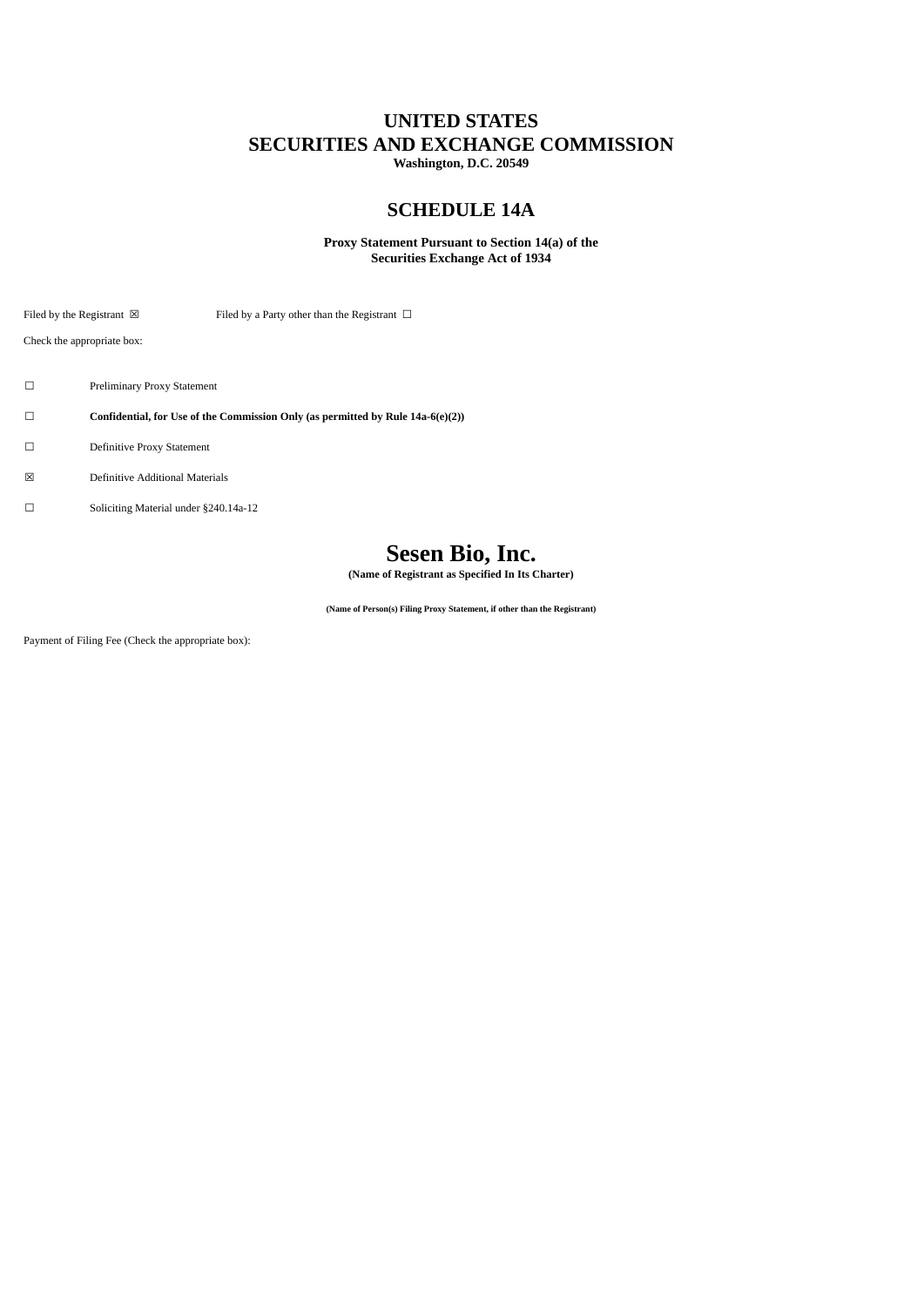# UNITED STATES
# SECURITIES AND EXCHANGE COMMISSION
**Washington, D.C. 20549**

## SCHEDULE 14A

**Proxy Statement Pursuant to Section 14(a) of the Securities Exchange Act of 1934**

Filed by the Registrant ☒ Filed by a Party other than the Registrant ☐

Check the appropriate box:

☐ Preliminary Proxy Statement

☐ **Confidential, for Use of the Commission Only (as permitted by Rule 14a-6(e)(2))**

☐ Definitive Proxy Statement

☒ Definitive Additional Materials

☐ Soliciting Material under §240.14a-12

# Sesen Bio, Inc.
**(Name of Registrant as Specified In Its Charter)**

**(Name of Person(s) Filing Proxy Statement, if other than the Registrant)**

Payment of Filing Fee (Check the appropriate box):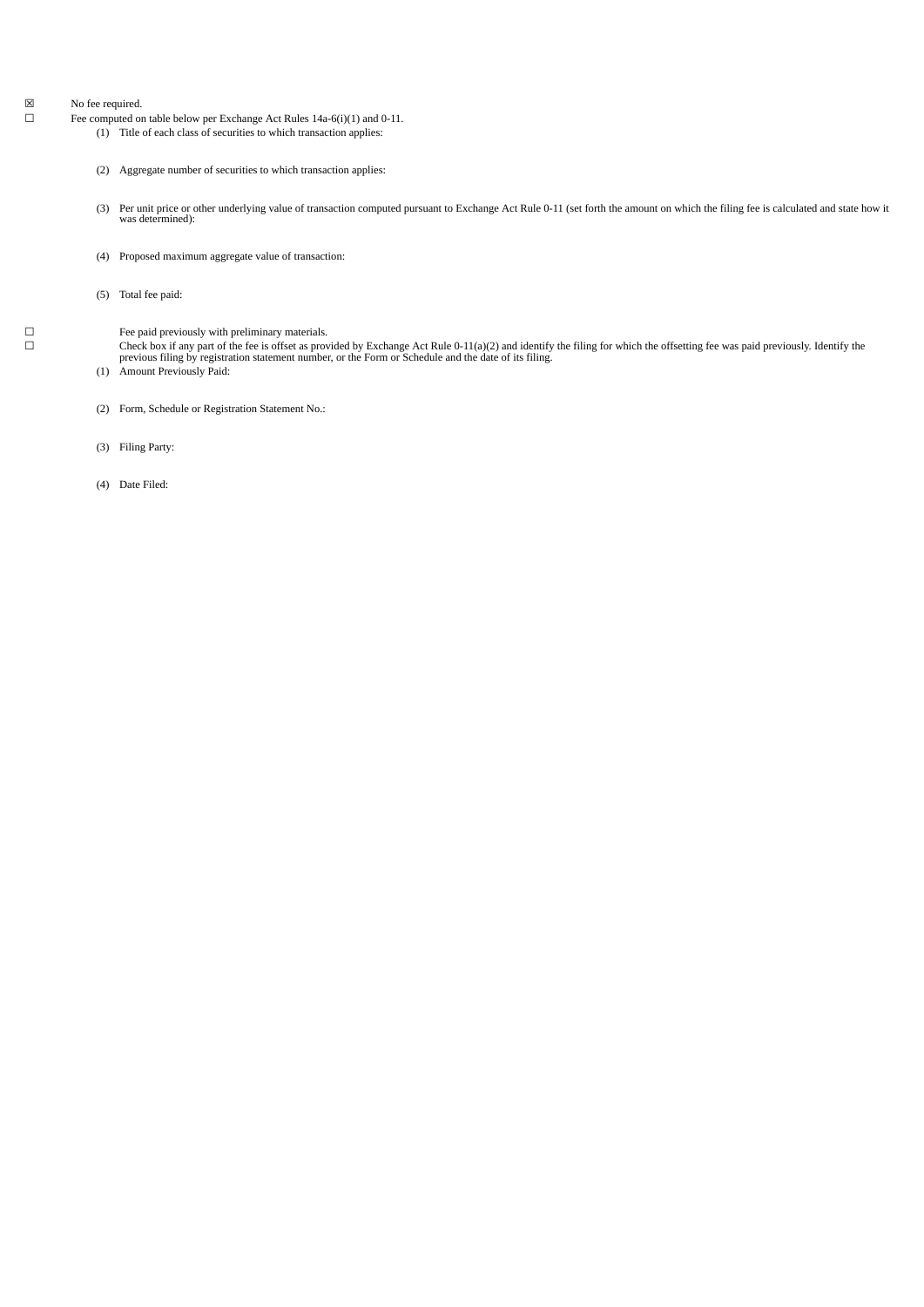☒ No fee required.

☐ Fee computed on table below per Exchange Act Rules 14a-6(i)(1) and 0-11.

(1) Title of each class of securities to which transaction applies:

(2) Aggregate number of securities to which transaction applies:

(3) Per unit price or other underlying value of transaction computed pursuant to Exchange Act Rule 0-11 (set forth the amount on which the filing fee is calculated and state how it was determined):

(4) Proposed maximum aggregate value of transaction:

(5) Total fee paid:

☐ Fee paid previously with preliminary materials.

☐ Check box if any part of the fee is offset as provided by Exchange Act Rule 0-11(a)(2) and identify the filing for which the offsetting fee was paid previously. Identify the previous filing by registration statement number, or the Form or Schedule and the date of its filing.

(1) Amount Previously Paid:

(2) Form, Schedule or Registration Statement No.:

(3) Filing Party:

(4) Date Filed: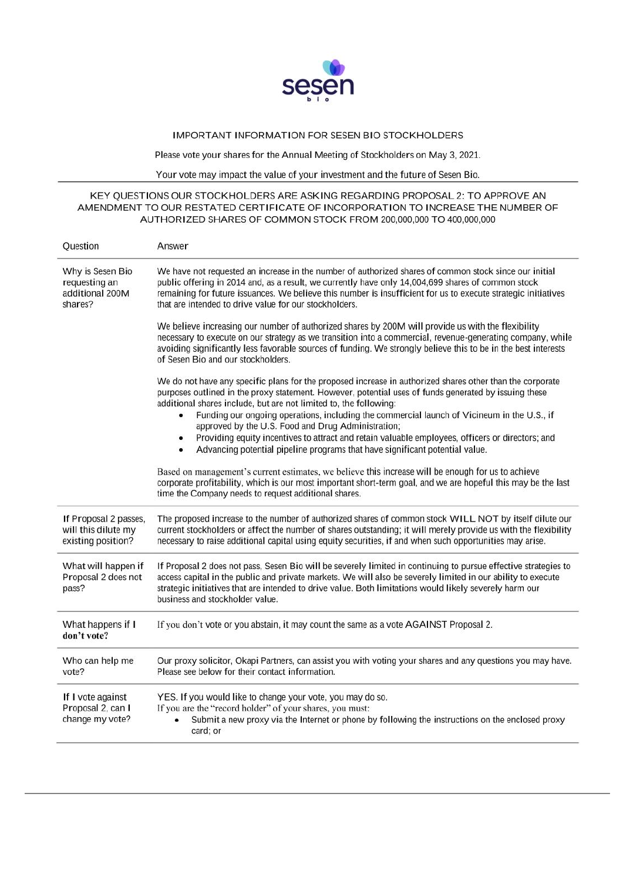IMPORTANT INFORMATION FOR SESEN BIO STOCKHOLDERS

Please vote your shares for the Annual Meeting of Stockholders on May 3, 2021.

Your vote may impact the value of your investment and the future of Sesen Bio.

## KEY QUESTIONS OUR STOCKHOLDERS ARE ASKING REGARDING PROPOSAL 2: TO APPROVE AN AMENDMENT TO OUR RESTATED CERTIFICATE OF INCORPORATION TO INCREASE THE NUMBER OF AUTHORIZED SHARES OF COMMON STOCK FROM 200,000,000 TO 400,000,000

| Question | Answer |
|---|---|
| Why is Sesen Bio requesting an additional 200M shares? | We have not requested an increase in the number of authorized shares of common stock since our initial public offering in 2014 and, as a result, we currently have only 14,004,699 shares of common stock remaining for future issuances. We believe this number is insufficient for us to execute strategic initiatives that are intended to drive value for our stockholders.<br><br>We believe increasing our number of authorized shares by 200M will provide us with the flexibility necessary to execute on our strategy as we transition into a commercial, revenue-generating company, while avoiding significantly less favorable sources of funding. We strongly believe this to be in the best interests of Sesen Bio and our stockholders.<br><br>We do not have any specific plans for the proposed increase in authorized shares other than the corporate purposes outlined in the proxy statement. However, potential uses of funds generated by issuing these additional shares include, but are not limited to, the following:<br>• Funding our ongoing operations, including the commercial launch of Vicineum in the U.S., if approved by the U.S. Food and Drug Administration;<br>• Providing equity incentives to attract and retain valuable employees, officers or directors; and<br>• Advancing potential pipeline programs that have significant potential value.<br><br>Based on management's current estimates, we believe this increase will be enough for us to achieve corporate profitability, which is our most important short-term goal, and we are hopeful this may be the last time the Company needs to request additional shares. |
| If Proposal 2 passes, will this dilute my existing position? | The proposed increase to the number of authorized shares of common stock WILL NOT by itself dilute our current stockholders or affect the number of shares outstanding; it will merely provide us with the flexibility necessary to raise additional capital using equity securities, if and when such opportunities may arise. |
| What will happen if Proposal 2 does not pass? | If Proposal 2 does not pass, Sesen Bio will be severely limited in continuing to pursue effective strategies to access capital in the public and private markets. We will also be severely limited in our ability to execute strategic initiatives that are intended to drive value. Both limitations would likely severely harm our business and stockholder value. |
| What happens if I don't vote? | If you don't vote or you abstain, it may count the same as a vote AGAINST Proposal 2. |
| Who can help me vote? | Our proxy solicitor, Okapi Partners, can assist you with voting your shares and any questions you may have. Please see below for their contact information. |
| If I vote against Proposal 2, can I change my vote? | YES. If you would like to change your vote, you may do so.<br>If you are the "record holder" of your shares, you must:<br>• Submit a new proxy via the Internet or phone by following the instructions on the enclosed proxy card; or |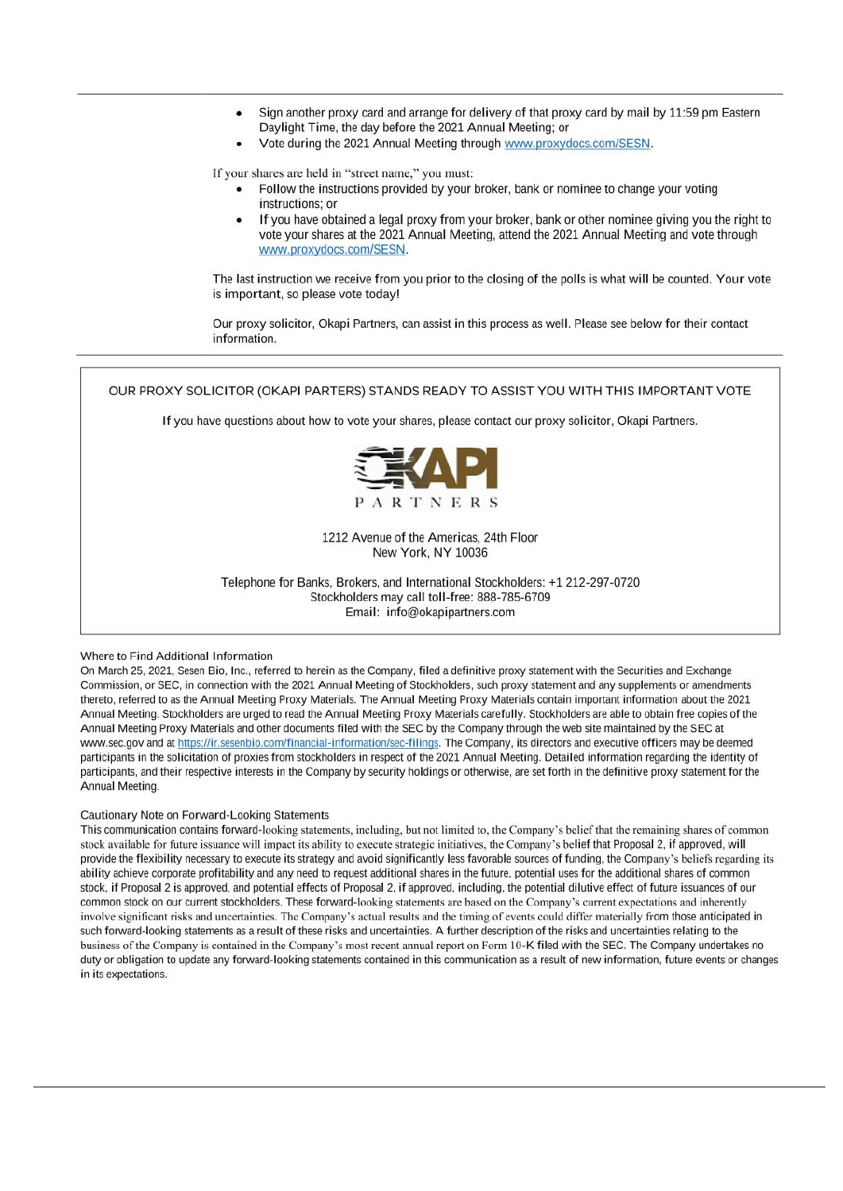- Sign another proxy card and arrange for delivery of that proxy card by mail by 11:59 pm Eastern Daylight Time, the day before the 2021 Annual Meeting; or
- Vote during the 2021 Annual Meeting through www.proxydocs.com/SESN.

If your shares are held in "street name," you must:

- Follow the instructions provided by your broker, bank or nominee to change your voting instructions; or
- If you have obtained a legal proxy from your broker, bank or other nominee giving you the right to vote your shares at the 2021 Annual Meeting, attend the 2021 Annual Meeting and vote through www.proxydocs.com/SESN.

The last instruction we receive from you prior to the closing of the polls is what will be counted. Your vote is important, so please vote today!

Our proxy solicitor, Okapi Partners, can assist in this process as well. Please see below for their contact information.

---

OUR PROXY SOLICITOR (OKAPI PARTERS) STANDS READY TO ASSIST YOU WITH THIS IMPORTANT VOTE

If you have questions about how to vote your shares, please contact our proxy solicitor, Okapi Partners.

OKAPI PARTNERS

1212 Avenue of the Americas, 24th Floor
New York, NY 10036

Telephone for Banks, Brokers, and International Stockholders: +1 212-297-0720
Stockholders may call toll-free: 888-785-6709
Email: info@okapipartners.com

---

Where to Find Additional Information

On March 25, 2021, Sesen Bio, Inc., referred to herein as the Company, filed a definitive proxy statement with the Securities and Exchange Commission, or SEC, in connection with the 2021 Annual Meeting of Stockholders, such proxy statement and any supplements or amendments thereto, referred to as the Annual Meeting Proxy Materials. The Annual Meeting Proxy Materials contain important information about the 2021 Annual Meeting. Stockholders are urged to read the Annual Meeting Proxy Materials carefully. Stockholders are able to obtain free copies of the Annual Meeting Proxy Materials and other documents filed with the SEC by the Company through the web site maintained by the SEC at www.sec.gov and at https://ir.sesenbio.com/financial-information/sec-filings. The Company, its directors and executive officers may be deemed participants in the solicitation of proxies from stockholders in respect of the 2021 Annual Meeting. Detailed information regarding the identity of participants, and their respective interests in the Company by security holdings or otherwise, are set forth in the definitive proxy statement for the Annual Meeting.

Cautionary Note on Forward-Looking Statements

This communication contains forward-looking statements, including, but not limited to, the Company's belief that the remaining shares of common stock available for future issuance will impact its ability to execute strategic initiatives, the Company's belief that Proposal 2, if approved, will provide the flexibility necessary to execute its strategy and avoid significantly less favorable sources of funding, the Company's beliefs regarding its ability achieve corporate profitability and any need to request additional shares in the future, potential uses for the additional shares of common stock, if Proposal 2 is approved, and potential effects of Proposal 2, if approved, including, the potential dilutive effect of future issuances of our common stock on our current stockholders. These forward-looking statements are based on the Company's current expectations and inherently involve significant risks and uncertainties. The Company's actual results and the timing of events could differ materially from those anticipated in such forward-looking statements as a result of these risks and uncertainties. A further description of the risks and uncertainties relating to the business of the Company is contained in the Company's most recent annual report on Form 10-K filed with the SEC. The Company undertakes no duty or obligation to update any forward-looking statements contained in this communication as a result of new information, future events or changes in its expectations.